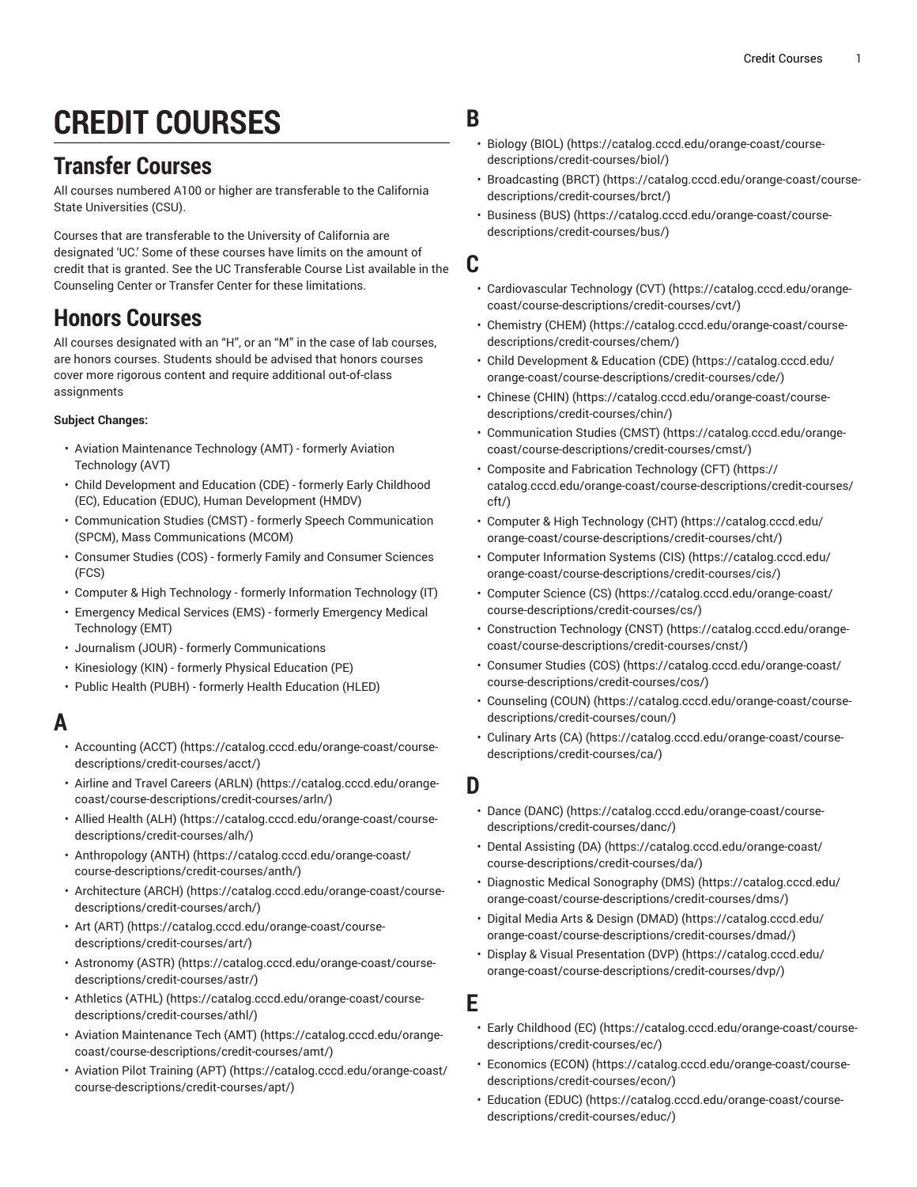# CREDIT COURSES

## Transfer Courses

All courses numbered A100 or higher are transferable to the California State Universities (CSU).

Courses that are transferable to the University of California are designated 'UC.' Some of these courses have limits on the amount of credit that is granted. See the UC Transferable Course List available in the Counseling Center or Transfer Center for these limitations.

## Honors Courses

All courses designated with an "H", or an "M" in the case of lab courses, are honors courses. Students should be advised that honors courses cover more rigorous content and require additional out-of-class assignments

**Subject Changes:**

- Aviation Maintenance Technology (AMT) - formerly Aviation Technology (AVT)
- Child Development and Education (CDE) - formerly Early Childhood (EC), Education (EDUC), Human Development (HMDV)
- Communication Studies (CMST) - formerly Speech Communication (SPCM), Mass Communications (MCOM)
- Consumer Studies (COS) - formerly Family and Consumer Sciences (FCS)
- Computer & High Technology - formerly Information Technology (IT)
- Emergency Medical Services (EMS) - formerly Emergency Medical Technology (EMT)
- Journalism (JOUR) - formerly Communications
- Kinesiology (KIN) - formerly Physical Education (PE)
- Public Health (PUBH) - formerly Health Education (HLED)

## A

- Accounting (ACCT) (https://catalog.cccd.edu/orange-coast/course-descriptions/credit-courses/acct/)
- Airline and Travel Careers (ARLN) (https://catalog.cccd.edu/orange-coast/course-descriptions/credit-courses/arln/)
- Allied Health (ALH) (https://catalog.cccd.edu/orange-coast/course-descriptions/credit-courses/alh/)
- Anthropology (ANTH) (https://catalog.cccd.edu/orange-coast/course-descriptions/credit-courses/anth/)
- Architecture (ARCH) (https://catalog.cccd.edu/orange-coast/course-descriptions/credit-courses/arch/)
- Art (ART) (https://catalog.cccd.edu/orange-coast/course-descriptions/credit-courses/art/)
- Astronomy (ASTR) (https://catalog.cccd.edu/orange-coast/course-descriptions/credit-courses/astr/)
- Athletics (ATHL) (https://catalog.cccd.edu/orange-coast/course-descriptions/credit-courses/athl/)
- Aviation Maintenance Tech (AMT) (https://catalog.cccd.edu/orange-coast/course-descriptions/credit-courses/amt/)
- Aviation Pilot Training (APT) (https://catalog.cccd.edu/orange-coast/course-descriptions/credit-courses/apt/)

## B

- Biology (BIOL) (https://catalog.cccd.edu/orange-coast/course-descriptions/credit-courses/biol/)
- Broadcasting (BRCT) (https://catalog.cccd.edu/orange-coast/course-descriptions/credit-courses/brct/)
- Business (BUS) (https://catalog.cccd.edu/orange-coast/course-descriptions/credit-courses/bus/)

## C

- Cardiovascular Technology (CVT) (https://catalog.cccd.edu/orange-coast/course-descriptions/credit-courses/cvt/)
- Chemistry (CHEM) (https://catalog.cccd.edu/orange-coast/course-descriptions/credit-courses/chem/)
- Child Development & Education (CDE) (https://catalog.cccd.edu/orange-coast/course-descriptions/credit-courses/cde/)
- Chinese (CHIN) (https://catalog.cccd.edu/orange-coast/course-descriptions/credit-courses/chin/)
- Communication Studies (CMST) (https://catalog.cccd.edu/orange-coast/course-descriptions/credit-courses/cmst/)
- Composite and Fabrication Technology (CFT) (https://catalog.cccd.edu/orange-coast/course-descriptions/credit-courses/cft/)
- Computer & High Technology (CHT) (https://catalog.cccd.edu/orange-coast/course-descriptions/credit-courses/cht/)
- Computer Information Systems (CIS) (https://catalog.cccd.edu/orange-coast/course-descriptions/credit-courses/cis/)
- Computer Science (CS) (https://catalog.cccd.edu/orange-coast/course-descriptions/credit-courses/cs/)
- Construction Technology (CNST) (https://catalog.cccd.edu/orange-coast/course-descriptions/credit-courses/cnst/)
- Consumer Studies (COS) (https://catalog.cccd.edu/orange-coast/course-descriptions/credit-courses/cos/)
- Counseling (COUN) (https://catalog.cccd.edu/orange-coast/course-descriptions/credit-courses/coun/)
- Culinary Arts (CA) (https://catalog.cccd.edu/orange-coast/course-descriptions/credit-courses/ca/)

## D

- Dance (DANC) (https://catalog.cccd.edu/orange-coast/course-descriptions/credit-courses/danc/)
- Dental Assisting (DA) (https://catalog.cccd.edu/orange-coast/course-descriptions/credit-courses/da/)
- Diagnostic Medical Sonography (DMS) (https://catalog.cccd.edu/orange-coast/course-descriptions/credit-courses/dms/)
- Digital Media Arts & Design (DMAD) (https://catalog.cccd.edu/orange-coast/course-descriptions/credit-courses/dmad/)
- Display & Visual Presentation (DVP) (https://catalog.cccd.edu/orange-coast/course-descriptions/credit-courses/dvp/)

## E

- Early Childhood (EC) (https://catalog.cccd.edu/orange-coast/course-descriptions/credit-courses/ec/)
- Economics (ECON) (https://catalog.cccd.edu/orange-coast/course-descriptions/credit-courses/econ/)
- Education (EDUC) (https://catalog.cccd.edu/orange-coast/course-descriptions/credit-courses/educ/)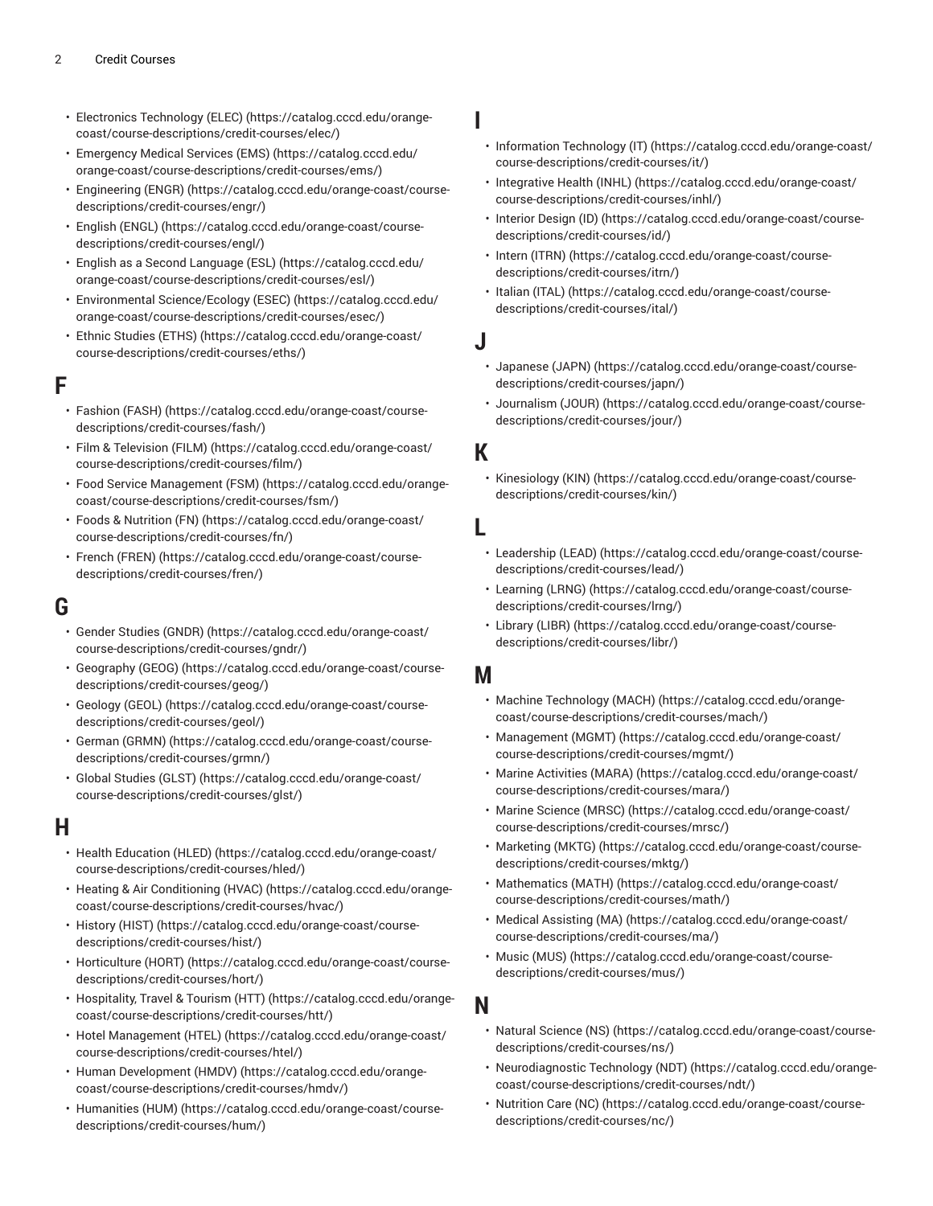- Electronics Technology (ELEC) (https://catalog.cccd.edu/orange-coast/course-descriptions/credit-courses/elec/)
- Emergency Medical Services (EMS) (https://catalog.cccd.edu/orange-coast/course-descriptions/credit-courses/ems/)
- Engineering (ENGR) (https://catalog.cccd.edu/orange-coast/course-descriptions/credit-courses/engr/)
- English (ENGL) (https://catalog.cccd.edu/orange-coast/course-descriptions/credit-courses/engl/)
- English as a Second Language (ESL) (https://catalog.cccd.edu/orange-coast/course-descriptions/credit-courses/esl/)
- Environmental Science/Ecology (ESEC) (https://catalog.cccd.edu/orange-coast/course-descriptions/credit-courses/esec/)
- Ethnic Studies (ETHS) (https://catalog.cccd.edu/orange-coast/course-descriptions/credit-courses/eths/)

## F

- Fashion (FASH) (https://catalog.cccd.edu/orange-coast/course-descriptions/credit-courses/fash/)
- Film & Television (FILM) (https://catalog.cccd.edu/orange-coast/course-descriptions/credit-courses/film/)
- Food Service Management (FSM) (https://catalog.cccd.edu/orange-coast/course-descriptions/credit-courses/fsm/)
- Foods & Nutrition (FN) (https://catalog.cccd.edu/orange-coast/course-descriptions/credit-courses/fn/)
- French (FREN) (https://catalog.cccd.edu/orange-coast/course-descriptions/credit-courses/fren/)

## G

- Gender Studies (GNDR) (https://catalog.cccd.edu/orange-coast/course-descriptions/credit-courses/gndr/)
- Geography (GEOG) (https://catalog.cccd.edu/orange-coast/course-descriptions/credit-courses/geog/)
- Geology (GEOL) (https://catalog.cccd.edu/orange-coast/course-descriptions/credit-courses/geol/)
- German (GRMN) (https://catalog.cccd.edu/orange-coast/course-descriptions/credit-courses/grmn/)
- Global Studies (GLST) (https://catalog.cccd.edu/orange-coast/course-descriptions/credit-courses/glst/)

## H

- Health Education (HLED) (https://catalog.cccd.edu/orange-coast/course-descriptions/credit-courses/hled/)
- Heating & Air Conditioning (HVAC) (https://catalog.cccd.edu/orange-coast/course-descriptions/credit-courses/hvac/)
- History (HIST) (https://catalog.cccd.edu/orange-coast/course-descriptions/credit-courses/hist/)
- Horticulture (HORT) (https://catalog.cccd.edu/orange-coast/course-descriptions/credit-courses/hort/)
- Hospitality, Travel & Tourism (HTT) (https://catalog.cccd.edu/orange-coast/course-descriptions/credit-courses/htt/)
- Hotel Management (HTEL) (https://catalog.cccd.edu/orange-coast/course-descriptions/credit-courses/htel/)
- Human Development (HMDV) (https://catalog.cccd.edu/orange-coast/course-descriptions/credit-courses/hmdv/)
- Humanities (HUM) (https://catalog.cccd.edu/orange-coast/course-descriptions/credit-courses/hum/)

## I

- Information Technology (IT) (https://catalog.cccd.edu/orange-coast/course-descriptions/credit-courses/it/)
- Integrative Health (INHL) (https://catalog.cccd.edu/orange-coast/course-descriptions/credit-courses/inhl/)
- Interior Design (ID) (https://catalog.cccd.edu/orange-coast/course-descriptions/credit-courses/id/)
- Intern (ITRN) (https://catalog.cccd.edu/orange-coast/course-descriptions/credit-courses/itrn/)
- Italian (ITAL) (https://catalog.cccd.edu/orange-coast/course-descriptions/credit-courses/ital/)

## J

- Japanese (JAPN) (https://catalog.cccd.edu/orange-coast/course-descriptions/credit-courses/japn/)
- Journalism (JOUR) (https://catalog.cccd.edu/orange-coast/course-descriptions/credit-courses/jour/)

## K

- Kinesiology (KIN) (https://catalog.cccd.edu/orange-coast/course-descriptions/credit-courses/kin/)

## L

- Leadership (LEAD) (https://catalog.cccd.edu/orange-coast/course-descriptions/credit-courses/lead/)
- Learning (LRNG) (https://catalog.cccd.edu/orange-coast/course-descriptions/credit-courses/lrng/)
- Library (LIBR) (https://catalog.cccd.edu/orange-coast/course-descriptions/credit-courses/libr/)

## M

- Machine Technology (MACH) (https://catalog.cccd.edu/orange-coast/course-descriptions/credit-courses/mach/)
- Management (MGMT) (https://catalog.cccd.edu/orange-coast/course-descriptions/credit-courses/mgmt/)
- Marine Activities (MARA) (https://catalog.cccd.edu/orange-coast/course-descriptions/credit-courses/mara/)
- Marine Science (MRSC) (https://catalog.cccd.edu/orange-coast/course-descriptions/credit-courses/mrsc/)
- Marketing (MKTG) (https://catalog.cccd.edu/orange-coast/course-descriptions/credit-courses/mktg/)
- Mathematics (MATH) (https://catalog.cccd.edu/orange-coast/course-descriptions/credit-courses/math/)
- Medical Assisting (MA) (https://catalog.cccd.edu/orange-coast/course-descriptions/credit-courses/ma/)
- Music (MUS) (https://catalog.cccd.edu/orange-coast/course-descriptions/credit-courses/mus/)

## N

- Natural Science (NS) (https://catalog.cccd.edu/orange-coast/course-descriptions/credit-courses/ns/)
- Neurodiagnostic Technology (NDT) (https://catalog.cccd.edu/orange-coast/course-descriptions/credit-courses/ndt/)
- Nutrition Care (NC) (https://catalog.cccd.edu/orange-coast/course-descriptions/credit-courses/nc/)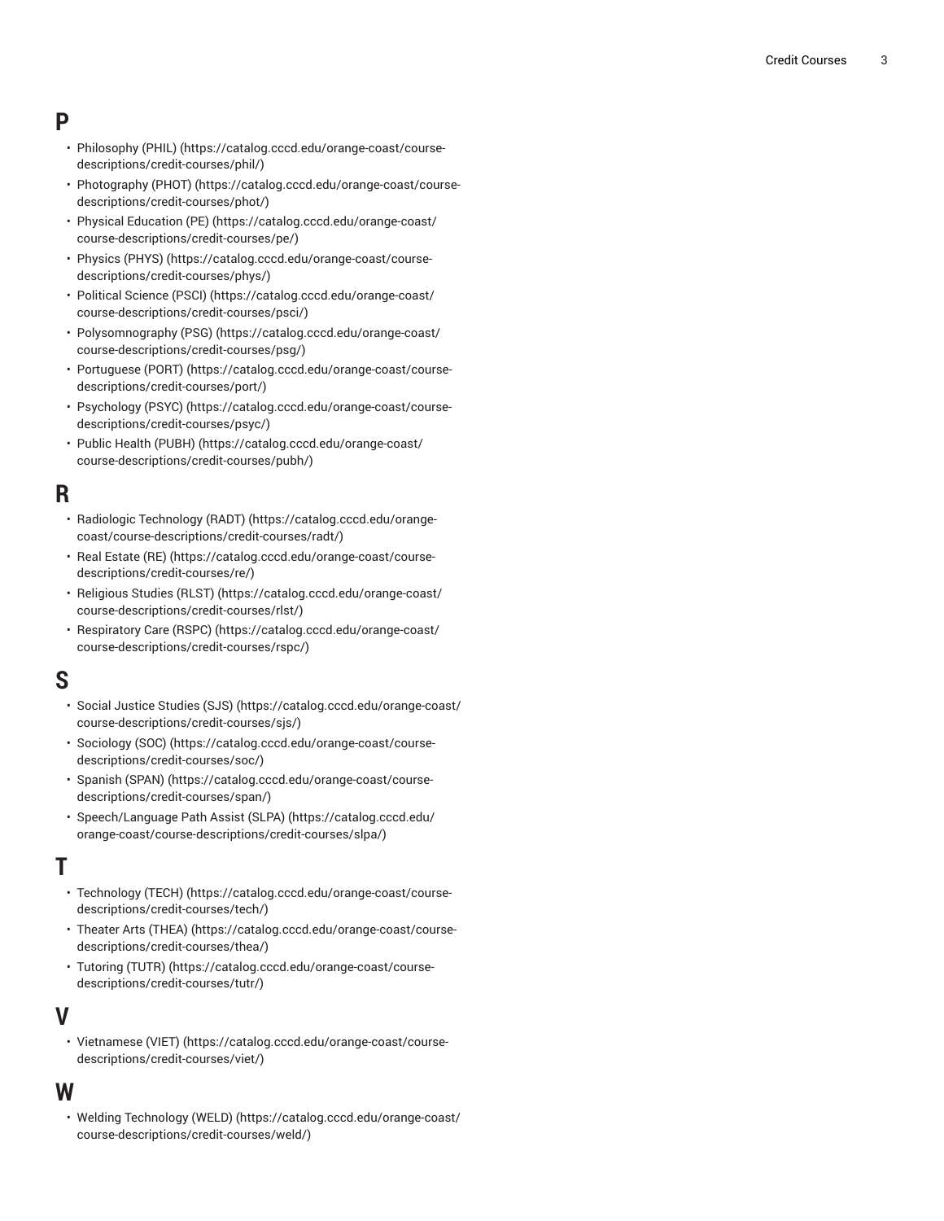## P

- Philosophy (PHIL) (https://catalog.cccd.edu/orange-coast/course-descriptions/credit-courses/phil/)
- Photography (PHOT) (https://catalog.cccd.edu/orange-coast/course-descriptions/credit-courses/phot/)
- Physical Education (PE) (https://catalog.cccd.edu/orange-coast/course-descriptions/credit-courses/pe/)
- Physics (PHYS) (https://catalog.cccd.edu/orange-coast/course-descriptions/credit-courses/phys/)
- Political Science (PSCI) (https://catalog.cccd.edu/orange-coast/course-descriptions/credit-courses/psci/)
- Polysomnography (PSG) (https://catalog.cccd.edu/orange-coast/course-descriptions/credit-courses/psg/)
- Portuguese (PORT) (https://catalog.cccd.edu/orange-coast/course-descriptions/credit-courses/port/)
- Psychology (PSYC) (https://catalog.cccd.edu/orange-coast/course-descriptions/credit-courses/psyc/)
- Public Health (PUBH) (https://catalog.cccd.edu/orange-coast/course-descriptions/credit-courses/pubh/)

## R

- Radiologic Technology (RADT) (https://catalog.cccd.edu/orange-coast/course-descriptions/credit-courses/radt/)
- Real Estate (RE) (https://catalog.cccd.edu/orange-coast/course-descriptions/credit-courses/re/)
- Religious Studies (RLST) (https://catalog.cccd.edu/orange-coast/course-descriptions/credit-courses/rlst/)
- Respiratory Care (RSPC) (https://catalog.cccd.edu/orange-coast/course-descriptions/credit-courses/rspc/)

## S

- Social Justice Studies (SJS) (https://catalog.cccd.edu/orange-coast/course-descriptions/credit-courses/sjs/)
- Sociology (SOC) (https://catalog.cccd.edu/orange-coast/course-descriptions/credit-courses/soc/)
- Spanish (SPAN) (https://catalog.cccd.edu/orange-coast/course-descriptions/credit-courses/span/)
- Speech/Language Path Assist (SLPA) (https://catalog.cccd.edu/orange-coast/course-descriptions/credit-courses/slpa/)

## T

- Technology (TECH) (https://catalog.cccd.edu/orange-coast/course-descriptions/credit-courses/tech/)
- Theater Arts (THEA) (https://catalog.cccd.edu/orange-coast/course-descriptions/credit-courses/thea/)
- Tutoring (TUTR) (https://catalog.cccd.edu/orange-coast/course-descriptions/credit-courses/tutr/)

## V

- Vietnamese (VIET) (https://catalog.cccd.edu/orange-coast/course-descriptions/credit-courses/viet/)

## W

- Welding Technology (WELD) (https://catalog.cccd.edu/orange-coast/course-descriptions/credit-courses/weld/)